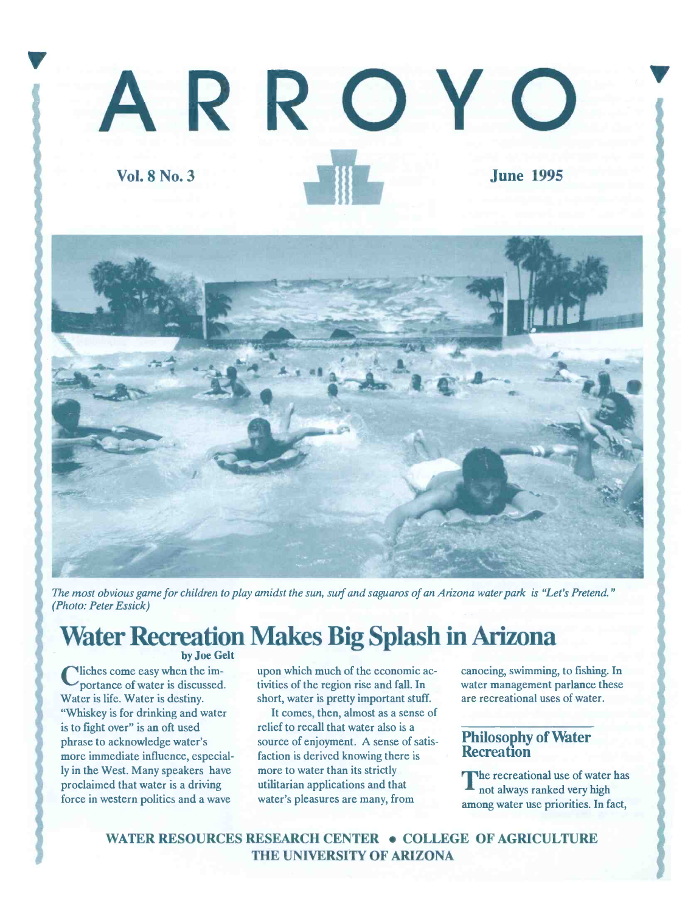# ARROYO

**Vol. 8 No. 3** **June 1995**

*The most obvious game for children to play amidst the sun, surf and saguaros of an Arizona water park is "Let's Pretend." (Photo: Peter Essick)*

## Water Recreation Makes Big Splash in Arizona

**by Joe Gelt**

Cliches come easy when the importance of water is discussed. Water is life. Water is destiny. "Whiskey is for drinking and water is to fight over" is an oft used phrase to acknowledge water's more immediate influence, especially in the West. Many speakers have proclaimed that water is a driving force in western politics and a wave upon which much of the economic activities of the region rise and fall. In short, water is pretty important stuff.

It comes, then, almost as a sense of relief to recall that water also is a source of enjoyment. A sense of satisfaction is derived knowing there is more to water than its strictly utilitarian applications and that water's pleasures are many, from canoeing, swimming, to fishing. In water management parlance these are recreational uses of water.

### Philosophy of Water Recreation

The recreational use of water has not always ranked very high among water use priorities. In fact,

WATER RESOURCES RESEARCH CENTER • COLLEGE OF AGRICULTURE
THE UNIVERSITY OF ARIZONA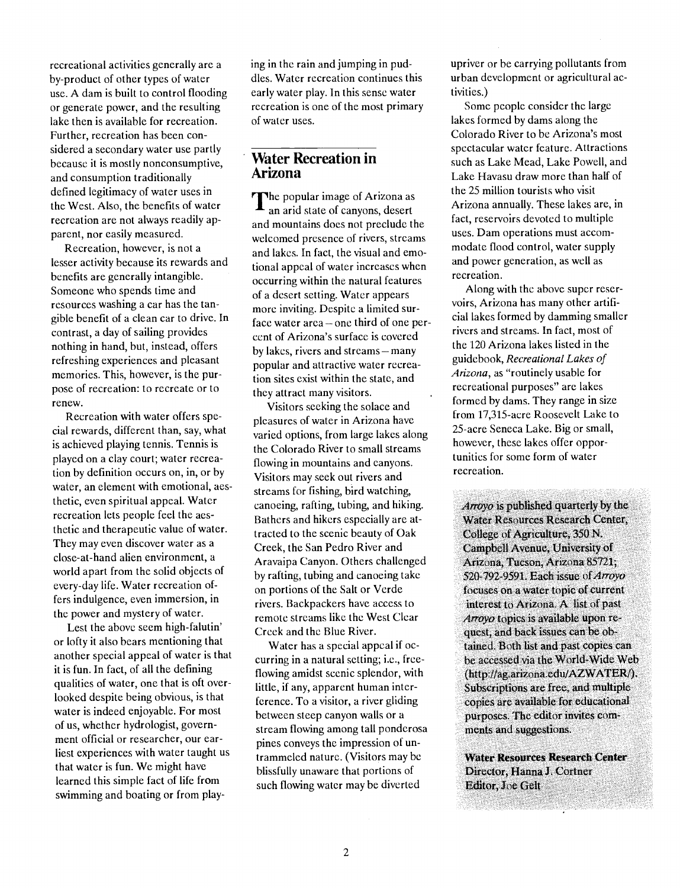recreational activities generally are a by-product of other types of water use. A dam is built to control flooding or generate power, and the resulting lake then is available for recreation. Further, recreation has been considered a secondary water use partly because it is mostly nonconsumptive, and consumption traditionally defined legitimacy of water uses in the West. Also, the benefits of water recreation are not always readily apparent, nor easily measured.

Recreation, however, is not a lesser activity because its rewards and benefits are generally intangible. Someone who spends time and resources washing a car has the tangible benefit of a clean car to drive. In contrast, a day of sailing provides nothing in hand, but, instead, offers refreshing experiences and pleasant memories. This, however, is the purpose of recreation: to recreate or to renew.

Recreation with water offers special rewards, different than, say, what is achieved playing tennis. Tennis is played on a clay court; water recreation by definition occurs on, in, or by water, an element with emotional, aesthetic, even spiritual appeal. Water recreation lets people feel the aesthetic and therapeutic value of water. They may even discover water as a close-at-hand alien environment, a world apart from the solid objects of every-day life. Water recreation offers indulgence, even immersion, in the power and mystery of water.

Lest the above seem high-falutin' or lofty it also bears mentioning that another special appeal of water is that it is fun. In fact, of all the defining qualities of water, one that is oft overlooked despite being obvious, is that water is indeed enjoyable. For most of us, whether hydrologist, government official or researcher, our earliest experiences with water taught us that water is fun. We might have learned this simple fact of life from swimming and boating or from playing in the rain and jumping in puddles. Water recreation continues this early water play. In this sense water recreation is one of the most primary of water uses.

## Water Recreation in Arizona

The popular image of Arizona as an arid state of canyons, desert and mountains does not preclude the welcomed presence of rivers, streams and lakes. In fact, the visual and emotional appeal of water increases when occurring within the natural features of a desert setting. Water appears more inviting. Despite a limited surface water area – one third of one percent of Arizona's surface is covered by lakes, rivers and streams – many popular and attractive water recreation sites exist within the state, and they attract many visitors.

Visitors seeking the solace and pleasures of water in Arizona have varied options, from large lakes along the Colorado River to small streams flowing in mountains and canyons. Visitors may seek out rivers and streams for fishing, bird watching, canoeing, rafting, tubing, and hiking. Bathers and hikers especially are attracted to the scenic beauty of Oak Creek, the San Pedro River and Aravaipa Canyon. Others challenged by rafting, tubing and canoeing take on portions of the Salt or Verde rivers. Backpackers have access to remote streams like the West Clear Creek and the Blue River.

Water has a special appeal if occurring in a natural setting; i.e., free-flowing amidst scenic splendor, with little, if any, apparent human interference. To a visitor, a river gliding between steep canyon walls or a stream flowing among tall ponderosa pines conveys the impression of untrammeled nature. (Visitors may be blissfully unaware that portions of such flowing water may be diverted upriver or be carrying pollutants from urban development or agricultural activities.)

Some people consider the large lakes formed by dams along the Colorado River to be Arizona's most spectacular water feature. Attractions such as Lake Mead, Lake Powell, and Lake Havasu draw more than half of the 25 million tourists who visit Arizona annually. These lakes are, in fact, reservoirs devoted to multiple uses. Dam operations must accommodate flood control, water supply and power generation, as well as recreation.

Along with the above super reservoirs, Arizona has many other artificial lakes formed by damming smaller rivers and streams. In fact, most of the 120 Arizona lakes listed in the guidebook, *Recreational Lakes of Arizona*, as "routinely usable for recreational purposes" are lakes formed by dams. They range in size from 17,315-acre Roosevelt Lake to 25-acre Seneca Lake. Big or small, however, these lakes offer opportunities for some form of water recreation.

*Arroyo* is published quarterly by the Water Resources Research Center, College of Agriculture, 350 N. Campbell Avenue, University of Arizona, Tucson, Arizona 85721; 520-792-9591. Each issue of *Arroyo* focuses on a water topic of current interest to Arizona. A list of past *Arroyo* topics is available upon request, and back issues can be obtained. Both list and past copies can be accessed via the World-Wide Web (http://ag.arizona.edu/AZWATER/). Subscriptions are free, and multiple copies are available for educational purposes. The editor invites comments and suggestions.

**Water Resources Research Center**
Director, Hanna J. Cortner
Editor, Joe Gelt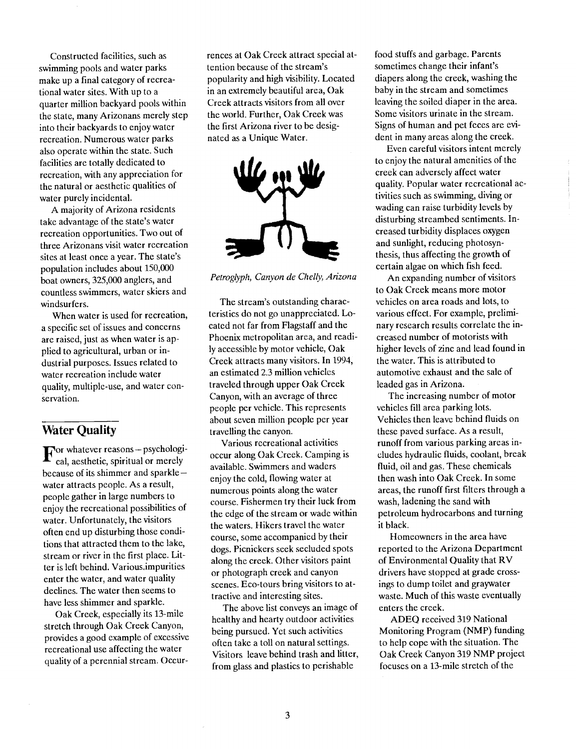Constructed facilities, such as swimming pools and water parks make up a final category of recreational water sites. With up to a quarter million backyard pools within the state, many Arizonans merely step into their backyards to enjoy water recreation. Numerous water parks also operate within the state. Such facilities are totally dedicated to recreation, with any appreciation for the natural or aesthetic qualities of water purely incidental.

A majority of Arizona residents take advantage of the state's water recreation opportunities. Two out of three Arizonans visit water recreation sites at least once a year. The state's population includes about 150,000 boat owners, 325,000 anglers, and countless swimmers, water skiers and windsurfers.

When water is used for recreation, a specific set of issues and concerns are raised, just as when water is applied to agricultural, urban or industrial purposes. Issues related to water recreation include water quality, multiple-use, and water conservation.

## Water Quality

For whatever reasons – psychological, aesthetic, spiritual or merely because of its shimmer and sparkle – water attracts people. As a result, people gather in large numbers to enjoy the recreational possibilities of water. Unfortunately, the visitors often end up disturbing those conditions that attracted them to the lake, stream or river in the first place. Litter is left behind. Various impurities enter the water, and water quality declines. The water then seems to have less shimmer and sparkle.

Oak Creek, especially its 13-mile stretch through Oak Creek Canyon, provides a good example of excessive recreational use affecting the water quality of a perennial stream. Occurrences at Oak Creek attract special attention because of the stream's popularity and high visibility. Located in an extremely beautiful area, Oak Creek attracts visitors from all over the world. Further, Oak Creek was the first Arizona river to be designated as a Unique Water.

*Petroglyph, Canyon de Chelly, Arizona*

The stream's outstanding characteristics do not go unappreciated. Located not far from Flagstaff and the Phoenix metropolitan area, and readily accessible by motor vehicle, Oak Creek attracts many visitors. In 1994, an estimated 2.3 million vehicles traveled through upper Oak Creek Canyon, with an average of three people per vehicle. This represents about seven million people per year travelling the canyon.

Various recreational activities occur along Oak Creek. Camping is available. Swimmers and waders enjoy the cold, flowing water at numerous points along the water course. Fishermen try their luck from the edge of the stream or wade within the waters. Hikers travel the water course, some accompanied by their dogs. Picnickers seek secluded spots along the creek. Other visitors paint or photograph creek and canyon scenes. Eco-tours bring visitors to attractive and interesting sites.

The above list conveys an image of healthy and hearty outdoor activities being pursued. Yet such activities often take a toll on natural settings. Visitors leave behind trash and litter, from glass and plastics to perishable food stuffs and garbage. Parents sometimes change their infant's diapers along the creek, washing the baby in the stream and sometimes leaving the soiled diaper in the area. Some visitors urinate in the stream. Signs of human and pet feces are evident in many areas along the creek.

Even careful visitors intent merely to enjoy the natural amenities of the creek can adversely affect water quality. Popular water recreational activities such as swimming, diving or wading can raise turbidity levels by disturbing streambed sentiments. Increased turbidity displaces oxygen and sunlight, reducing photosynthesis, thus affecting the growth of certain algae on which fish feed.

An expanding number of visitors to Oak Creek means more motor vehicles on area roads and lots, to various effect. For example, preliminary research results correlate the increased number of motorists with higher levels of zinc and lead found in the water. This is attributed to automotive exhaust and the sale of leaded gas in Arizona.

The increasing number of motor vehicles fill area parking lots. Vehicles then leave behind fluids on these paved surface. As a result, runoff from various parking areas includes hydraulic fluids, coolant, break fluid, oil and gas. These chemicals then wash into Oak Creek. In some areas, the runoff first filters through a wash, ladening the sand with petroleum hydrocarbons and turning it black.

Homeowners in the area have reported to the Arizona Department of Environmental Quality that RV drivers have stopped at grade crossings to dump toilet and graywater waste. Much of this waste eventually enters the creek.

ADEQ received 319 National Monitoring Program (NMP) funding to help cope with the situation. The Oak Creek Canyon 319 NMP project focuses on a 13-mile stretch of the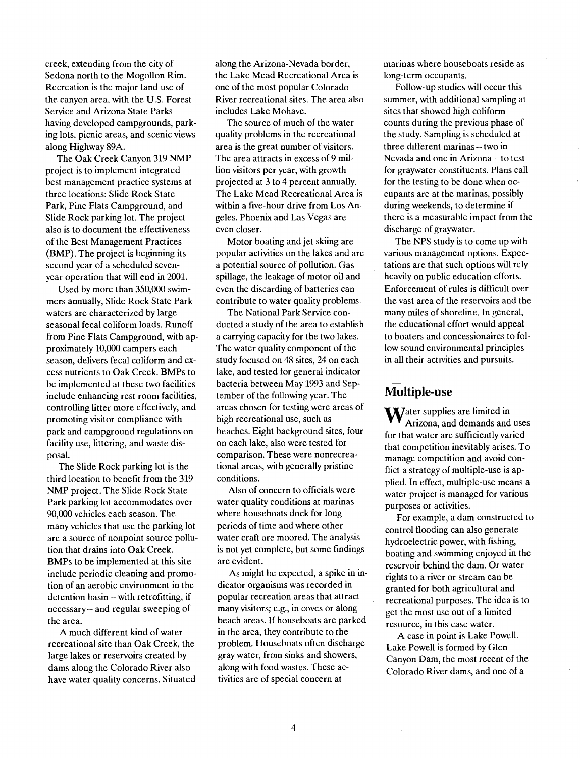creek, extending from the city of Sedona north to the Mogollon Rim. Recreation is the major land use of the canyon area, with the U.S. Forest Service and Arizona State Parks having developed campgrounds, parking lots, picnic areas, and scenic views along Highway 89A.

The Oak Creek Canyon 319 NMP project is to implement integrated best management practice systems at three locations: Slide Rock State Park, Pine Flats Campground, and Slide Rock parking lot. The project also is to document the effectiveness of the Best Management Practices (BMP). The project is beginning its second year of a scheduled seven-year operation that will end in 2001.

Used by more than 350,000 swimmers annually, Slide Rock State Park waters are characterized by large seasonal fecal coliform loads. Runoff from Pine Flats Campground, with approximately 10,000 campers each season, delivers fecal coliform and excess nutrients to Oak Creek. BMPs to be implemented at these two facilities include enhancing rest room facilities, controlling litter more effectively, and promoting visitor compliance with park and campground regulations on facility use, littering, and waste disposal.

The Slide Rock parking lot is the third location to benefit from the 319 NMP project. The Slide Rock State Park parking lot accommodates over 90,000 vehicles each season. The many vehicles that use the parking lot are a source of nonpoint source pollution that drains into Oak Creek. BMPs to be implemented at this site include periodic cleaning and promotion of an aerobic environment in the detention basin – with retrofitting, if necessary – and regular sweeping of the area.

A much different kind of water recreational site than Oak Creek, the large lakes or reservoirs created by dams along the Colorado River also have water quality concerns. Situated along the Arizona-Nevada border, the Lake Mead Recreational Area is one of the most popular Colorado River recreational sites. The area also includes Lake Mohave.

The source of much of the water quality problems in the recreational area is the great number of visitors. The area attracts in excess of 9 million visitors per year, with growth projected at 3 to 4 percent annually. The Lake Mead Recreational Area is within a five-hour drive from Los Angeles. Phoenix and Las Vegas are even closer.

Motor boating and jet skiing are popular activities on the lakes and are a potential source of pollution. Gas spillage, the leakage of motor oil and even the discarding of batteries can contribute to water quality problems.

The National Park Service conducted a study of the area to establish a carrying capacity for the two lakes. The water quality component of the study focused on 48 sites, 24 on each lake, and tested for general indicator bacteria between May 1993 and September of the following year. The areas chosen for testing were areas of high recreational use, such as beaches. Eight background sites, four on each lake, also were tested for comparison. These were nonrecreational areas, with generally pristine conditions.

Also of concern to officials were water quality conditions at marinas where houseboats dock for long periods of time and where other water craft are moored. The analysis is not yet complete, but some findings are evident.

As might be expected, a spike in indicator organisms was recorded in popular recreation areas that attract many visitors; e.g., in coves or along beach areas. If houseboats are parked in the area, they contribute to the problem. Houseboats often discharge gray water, from sinks and showers, along with food wastes. These activities are of special concern at marinas where houseboats reside as long-term occupants.

Follow-up studies will occur this summer, with additional sampling at sites that showed high coliform counts during the previous phase of the study. Sampling is scheduled at three different marinas – two in Nevada and one in Arizona – to test for graywater constituents. Plans call for the testing to be done when occupants are at the marinas, possibly during weekends, to determine if there is a measurable impact from the discharge of graywater.

The NPS study is to come up with various management options. Expectations are that such options will rely heavily on public education efforts. Enforcement of rules is difficult over the vast area of the reservoirs and the many miles of shoreline. In general, the educational effort would appeal to boaters and concessionaires to follow sound environmental principles in all their activities and pursuits.

## Multiple-use

Water supplies are limited in Arizona, and demands and uses for that water are sufficiently varied that competition inevitably arises. To manage competition and avoid conflict a strategy of multiple-use is applied. In effect, multiple-use means a water project is managed for various purposes or activities.

For example, a dam constructed to control flooding can also generate hydroelectric power, with fishing, boating and swimming enjoyed in the reservoir behind the dam. Or water rights to a river or stream can be granted for both agricultural and recreational purposes. The idea is to get the most use out of a limited resource, in this case water.

A case in point is Lake Powell. Lake Powell is formed by Glen Canyon Dam, the most recent of the Colorado River dams, and one of a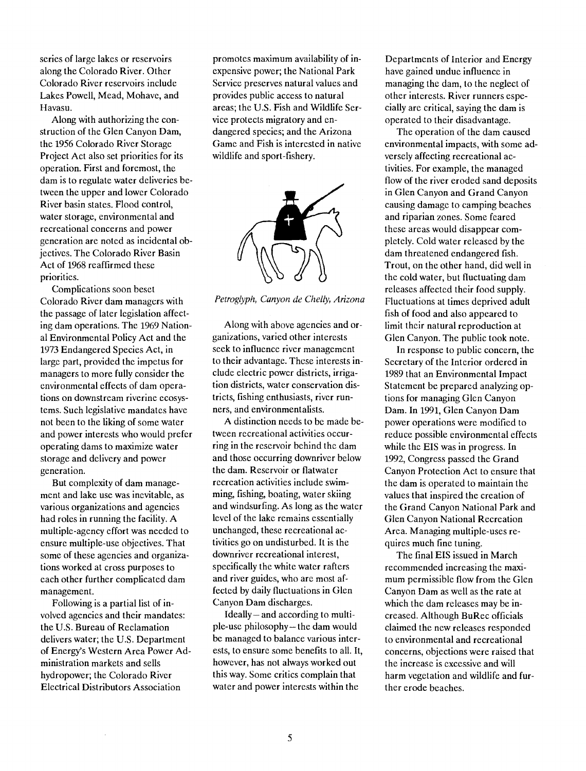series of large lakes or reservoirs along the Colorado River. Other Colorado River reservoirs include Lakes Powell, Mead, Mohave, and Havasu.

Along with authorizing the construction of the Glen Canyon Dam, the 1956 Colorado River Storage Project Act also set priorities for its operation. First and foremost, the dam is to regulate water deliveries between the upper and lower Colorado River basin states. Flood control, water storage, environmental and recreational concerns and power generation are noted as incidental objectives. The Colorado River Basin Act of 1968 reaffirmed these priorities.

Complications soon beset Colorado River dam managers with the passage of later legislation affecting dam operations. The 1969 National Environmental Policy Act and the 1973 Endangered Species Act, in large part, provided the impetus for managers to more fully consider the environmental effects of dam operations on downstream riverine ecosystems. Such legislative mandates have not been to the liking of some water and power interests who would prefer operating dams to maximize water storage and delivery and power generation.

But complexity of dam management and lake use was inevitable, as various organizations and agencies had roles in running the facility. A multiple-agency effort was needed to ensure multiple-use objectives. That some of these agencies and organizations worked at cross purposes to each other further complicated dam management.

Following is a partial list of involved agencies and their mandates: the U.S. Bureau of Reclamation delivers water; the U.S. Department of Energy's Western Area Power Administration markets and sells hydropower; the Colorado River Electrical Distributors Association promotes maximum availability of inexpensive power; the National Park Service preserves natural values and provides public access to natural areas; the U.S. Fish and Wildlife Service protects migratory and endangered species; and the Arizona Game and Fish is interested in native wildlife and sport-fishery.

*Petroglyph, Canyon de Chelly, Arizona*

Along with above agencies and organizations, varied other interests seek to influence river management to their advantage. These interests include electric power districts, irrigation districts, water conservation districts, fishing enthusiasts, river runners, and environmentalists.

A distinction needs to be made between recreational activities occurring in the reservoir behind the dam and those occurring downriver below the dam. Reservoir or flatwater recreation activities include swimming, fishing, boating, water skiing and windsurfing. As long as the water level of the lake remains essentially unchanged, these recreational activities go on undisturbed. It is the downriver recreational interest, specifically the white water rafters and river guides, who are most affected by daily fluctuations in Glen Canyon Dam discharges.

Ideally – and according to multiple-use philosophy – the dam would be managed to balance various interests, to ensure some benefits to all. It, however, has not always worked out this way. Some critics complain that water and power interests within the Departments of Interior and Energy have gained undue influence in managing the dam, to the neglect of other interests. River runners especially are critical, saying the dam is operated to their disadvantage.

The operation of the dam caused environmental impacts, with some adversely affecting recreational activities. For example, the managed flow of the river eroded sand deposits in Glen Canyon and Grand Canyon causing damage to camping beaches and riparian zones. Some feared these areas would disappear completely. Cold water released by the dam threatened endangered fish. Trout, on the other hand, did well in the cold water, but fluctuating dam releases affected their food supply. Fluctuations at times deprived adult fish of food and also appeared to limit their natural reproduction at Glen Canyon. The public took note.

In response to public concern, the Secretary of the Interior ordered in 1989 that an Environmental Impact Statement be prepared analyzing options for managing Glen Canyon Dam. In 1991, Glen Canyon Dam power operations were modified to reduce possible environmental effects while the EIS was in progress. In 1992, Congress passed the Grand Canyon Protection Act to ensure that the dam is operated to maintain the values that inspired the creation of the Grand Canyon National Park and Glen Canyon National Recreation Area. Managing multiple-uses requires much fine tuning.

The final EIS issued in March recommended increasing the maximum permissible flow from the Glen Canyon Dam as well as the rate at which the dam releases may be increased. Although BuRec officials claimed the new releases responded to environmental and recreational concerns, objections were raised that the increase is excessive and will harm vegetation and wildlife and further erode beaches.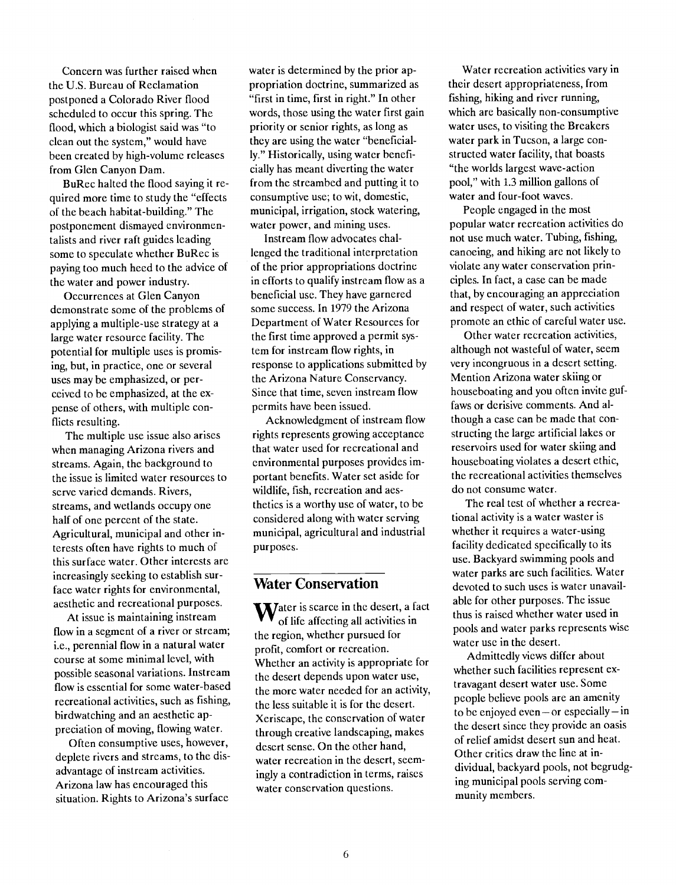Concern was further raised when the U.S. Bureau of Reclamation postponed a Colorado River flood scheduled to occur this spring. The flood, which a biologist said was "to clean out the system," would have been created by high-volume releases from Glen Canyon Dam.

BuRec halted the flood saying it required more time to study the "effects of the beach habitat-building." The postponement dismayed environmentalists and river raft guides leading some to speculate whether BuRec is paying too much heed to the advice of the water and power industry.

Occurrences at Glen Canyon demonstrate some of the problems of applying a multiple-use strategy at a large water resource facility. The potential for multiple uses is promising, but, in practice, one or several uses may be emphasized, or perceived to be emphasized, at the expense of others, with multiple conflicts resulting.

The multiple use issue also arises when managing Arizona rivers and streams. Again, the background to the issue is limited water resources to serve varied demands. Rivers, streams, and wetlands occupy one half of one percent of the state. Agricultural, municipal and other interests often have rights to much of this surface water. Other interests are increasingly seeking to establish surface water rights for environmental, aesthetic and recreational purposes.

At issue is maintaining instream flow in a segment of a river or stream; i.e., perennial flow in a natural water course at some minimal level, with possible seasonal variations. Instream flow is essential for some water-based recreational activities, such as fishing, birdwatching and an aesthetic appreciation of moving, flowing water.

Often consumptive uses, however, deplete rivers and streams, to the disadvantage of instream activities. Arizona law has encouraged this situation. Rights to Arizona's surface water is determined by the prior appropriation doctrine, summarized as "first in time, first in right." In other words, those using the water first gain priority or senior rights, as long as they are using the water "beneficially." Historically, using water beneficially has meant diverting the water from the streambed and putting it to consumptive use; to wit, domestic, municipal, irrigation, stock watering, water power, and mining uses.

Instream flow advocates challenged the traditional interpretation of the prior appropriations doctrine in efforts to qualify instream flow as a beneficial use. They have garnered some success. In 1979 the Arizona Department of Water Resources for the first time approved a permit system for instream flow rights, in response to applications submitted by the Arizona Nature Conservancy. Since that time, seven instream flow permits have been issued.

Acknowledgment of instream flow rights represents growing acceptance that water used for recreational and environmental purposes provides important benefits. Water set aside for wildlife, fish, recreation and aesthetics is a worthy use of water, to be considered along with water serving municipal, agricultural and industrial purposes.

## Water Conservation

Water is scarce in the desert, a fact of life affecting all activities in the region, whether pursued for profit, comfort or recreation. Whether an activity is appropriate for the desert depends upon water use, the more water needed for an activity, the less suitable it is for the desert. Xeriscape, the conservation of water through creative landscaping, makes desert sense. On the other hand, water recreation in the desert, seemingly a contradiction in terms, raises water conservation questions.

Water recreation activities vary in their desert appropriateness, from fishing, hiking and river running, which are basically non-consumptive water uses, to visiting the Breakers water park in Tucson, a large constructed water facility, that boasts "the worlds largest wave-action pool," with 1.3 million gallons of water and four-foot waves.

People engaged in the most popular water recreation activities do not use much water. Tubing, fishing, canoeing, and hiking are not likely to violate any water conservation principles. In fact, a case can be made that, by encouraging an appreciation and respect of water, such activities promote an ethic of careful water use.

Other water recreation activities, although not wasteful of water, seem very incongruous in a desert setting. Mention Arizona water skiing or houseboating and you often invite guffaws or derisive comments. And although a case can be made that constructing the large artificial lakes or reservoirs used for water skiing and houseboating violates a desert ethic, the recreational activities themselves do not consume water.

The real test of whether a recreational activity is a water waster is whether it requires a water-using facility dedicated specifically to its use. Backyard swimming pools and water parks are such facilities. Water devoted to such uses is water unavailable for other purposes. The issue thus is raised whether water used in pools and water parks represents wise water use in the desert.

Admittedly views differ about whether such facilities represent extravagant desert water use. Some people believe pools are an amenity to be enjoyed even – or especially – in the desert since they provide an oasis of relief amidst desert sun and heat. Other critics draw the line at individual, backyard pools, not begrudging municipal pools serving community members.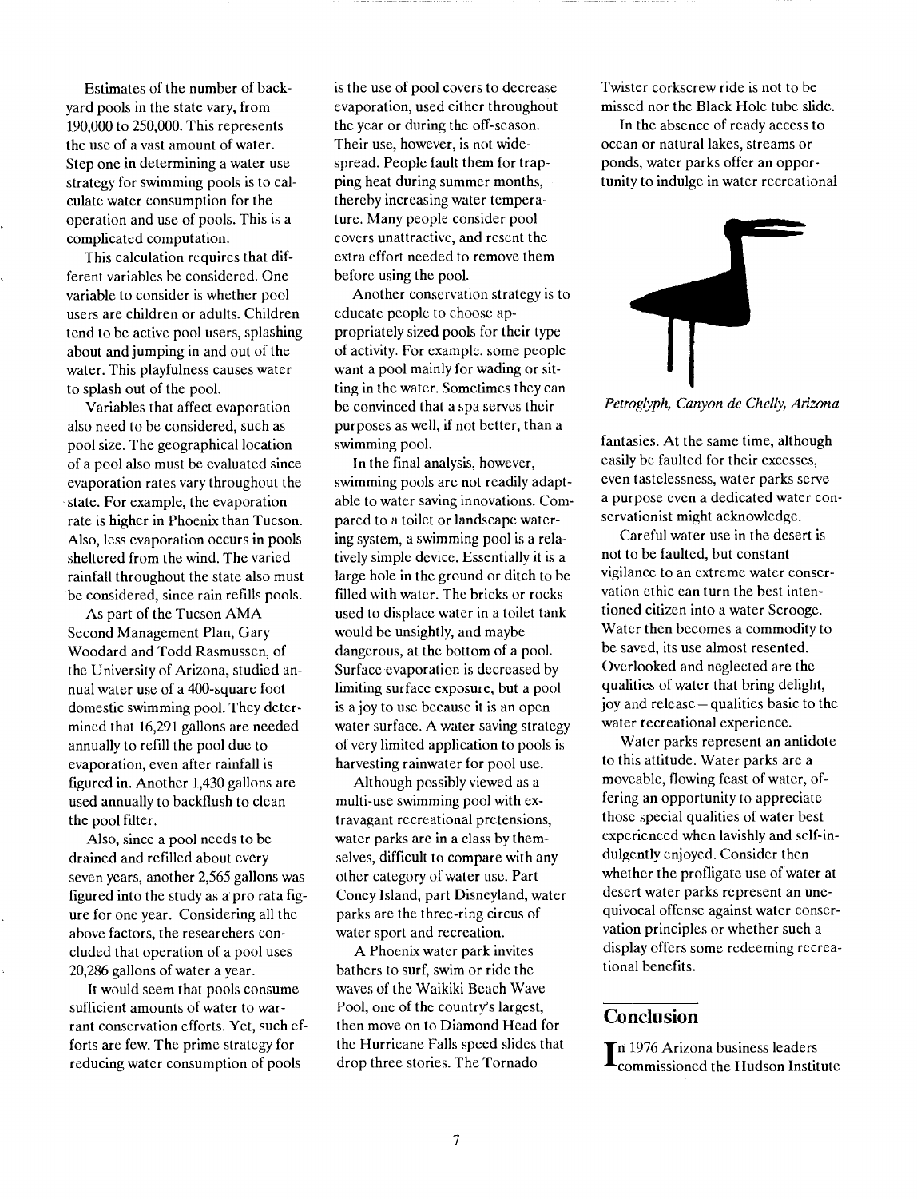Estimates of the number of backyard pools in the state vary, from 190,000 to 250,000. This represents the use of a vast amount of water. Step one in determining a water use strategy for swimming pools is to calculate water consumption for the operation and use of pools. This is a complicated computation.

This calculation requires that different variables be considered. One variable to consider is whether pool users are children or adults. Children tend to be active pool users, splashing about and jumping in and out of the water. This playfulness causes water to splash out of the pool.

Variables that affect evaporation also need to be considered, such as pool size. The geographical location of a pool also must be evaluated since evaporation rates vary throughout the state. For example, the evaporation rate is higher in Phoenix than Tucson. Also, less evaporation occurs in pools sheltered from the wind. The varied rainfall throughout the state also must be considered, since rain refills pools.

As part of the Tucson AMA Second Management Plan, Gary Woodard and Todd Rasmussen, of the University of Arizona, studied annual water use of a 400-square foot domestic swimming pool. They determined that 16,291 gallons are needed annually to refill the pool due to evaporation, even after rainfall is figured in. Another 1,430 gallons are used annually to backflush to clean the pool filter.

Also, since a pool needs to be drained and refilled about every seven years, another 2,565 gallons was figured into the study as a pro rata figure for one year. Considering all the above factors, the researchers concluded that operation of a pool uses 20,286 gallons of water a year.

It would seem that pools consume sufficient amounts of water to warrant conservation efforts. Yet, such efforts are few. The prime strategy for reducing water consumption of pools is the use of pool covers to decrease evaporation, used either throughout the year or during the off-season. Their use, however, is not widespread. People fault them for trapping heat during summer months, thereby increasing water temperature. Many people consider pool covers unattractive, and resent the extra effort needed to remove them before using the pool.

Another conservation strategy is to educate people to choose appropriately sized pools for their type of activity. For example, some people want a pool mainly for wading or sitting in the water. Sometimes they can be convinced that a spa serves their purposes as well, if not better, than a swimming pool.

In the final analysis, however, swimming pools are not readily adaptable to water saving innovations. Compared to a toilet or landscape watering system, a swimming pool is a relatively simple device. Essentially it is a large hole in the ground or ditch to be filled with water. The bricks or rocks used to displace water in a toilet tank would be unsightly, and maybe dangerous, at the bottom of a pool. Surface evaporation is decreased by limiting surface exposure, but a pool is a joy to use because it is an open water surface. A water saving strategy of very limited application to pools is harvesting rainwater for pool use.

Although possibly viewed as a multi-use swimming pool with extravagant recreational pretensions, water parks are in a class by themselves, difficult to compare with any other category of water use. Part Coney Island, part Disneyland, water parks are the three-ring circus of water sport and recreation.

A Phoenix water park invites bathers to surf, swim or ride the waves of the Waikiki Beach Wave Pool, one of the country's largest, then move on to Diamond Head for the Hurricane Falls speed slides that drop three stories. The Tornado Twister corkscrew ride is not to be missed nor the Black Hole tube slide.

In the absence of ready access to ocean or natural lakes, streams or ponds, water parks offer an opportunity to indulge in water recreational fantasies. At the same time, although easily be faulted for their excesses, even tastelessness, water parks serve a purpose even a dedicated water conservationist might acknowledge.

*Petroglyph, Canyon de Chelly, Arizona*

Careful water use in the desert is not to be faulted, but constant vigilance to an extreme water conservation ethic can turn the best intentioned citizen into a water Scrooge. Water then becomes a commodity to be saved, its use almost resented. Overlooked and neglected are the qualities of water that bring delight, joy and release – qualities basic to the water recreational experience.

Water parks represent an antidote to this attitude. Water parks are a moveable, flowing feast of water, offering an opportunity to appreciate those special qualities of water best experienced when lavishly and self-indulgently enjoyed. Consider then whether the profligate use of water at desert water parks represent an unequivocal offense against water conservation principles or whether such a display offers some redeeming recreational benefits.

## Conclusion

In 1976 Arizona business leaders commissioned the Hudson Institute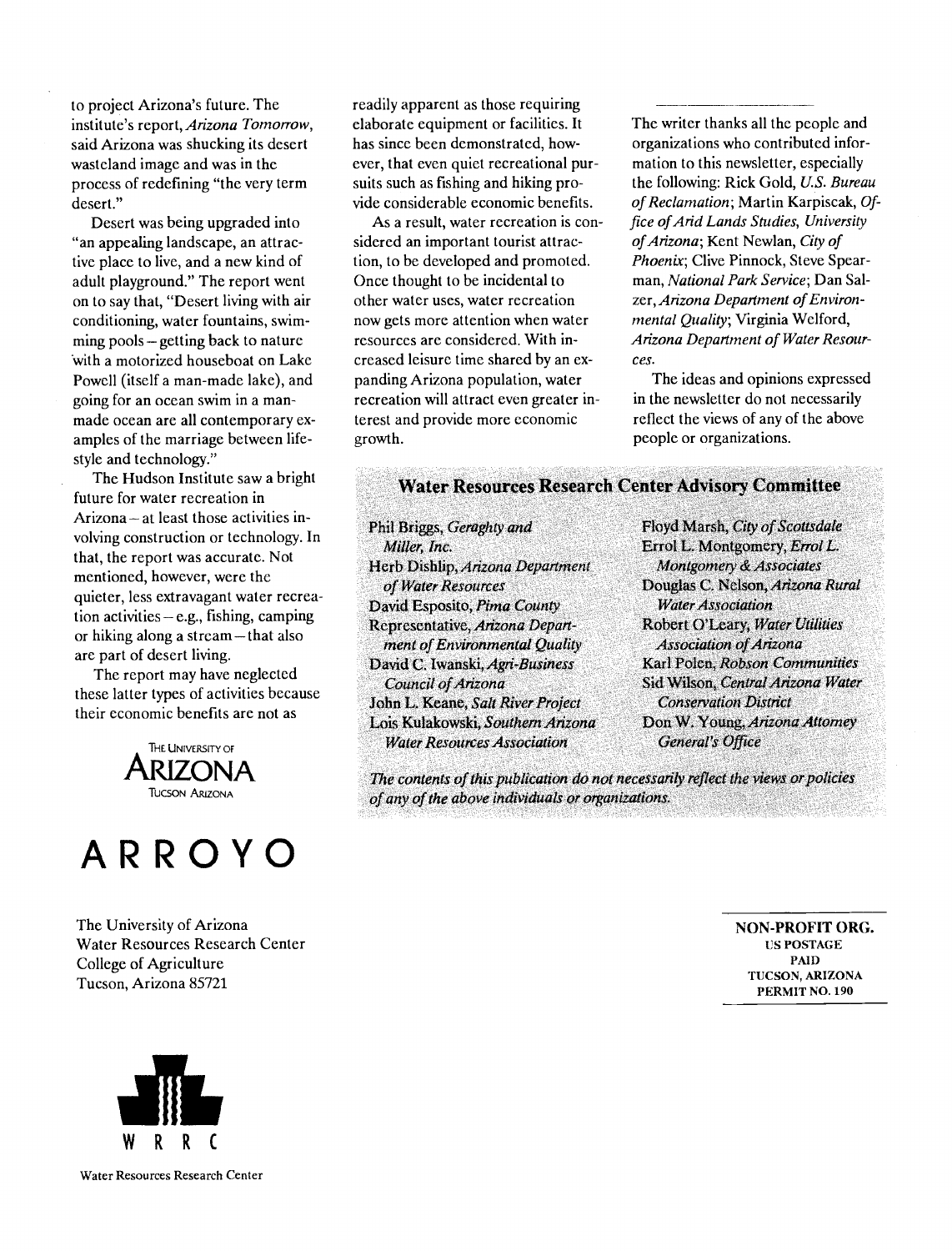to project Arizona's future. The institute's report, *Arizona Tomorrow*, said Arizona was shucking its desert wasteland image and was in the process of redefining "the very term desert."

Desert was being upgraded into "an appealing landscape, an attractive place to live, and a new kind of adult playground." The report went on to say that, "Desert living with air conditioning, water fountains, swimming pools – getting back to nature with a motorized houseboat on Lake Powell (itself a man-made lake), and going for an ocean swim in a man-made ocean are all contemporary examples of the marriage between lifestyle and technology."

The Hudson Institute saw a bright future for water recreation in Arizona – at least those activities involving construction or technology. In that, the report was accurate. Not mentioned, however, were the quieter, less extravagant water recreation activities – e.g., fishing, camping or hiking along a stream – that also are part of desert living.

The report may have neglected these latter types of activities because their economic benefits are not as readily apparent as those requiring elaborate equipment or facilities. It has since been demonstrated, however, that even quiet recreational pursuits such as fishing and hiking provide considerable economic benefits.

As a result, water recreation is considered an important tourist attraction, to be developed and promoted. Once thought to be incidental to other water uses, water recreation now gets more attention when water resources are considered. With increased leisure time shared by an expanding Arizona population, water recreation will attract even greater interest and provide more economic growth.

---

The writer thanks all the people and organizations who contributed information to this newsletter, especially the following: Rick Gold, *U.S. Bureau of Reclamation*; Martin Karpiscak, *Office of Arid Lands Studies, University of Arizona*; Kent Newlan, *City of Phoenix*; Clive Pinnock, Steve Spearman, *National Park Service*; Dan Salzer, *Arizona Department of Environmental Quality*; Virginia Welford, *Arizona Department of Water Resources*.

The ideas and opinions expressed in the newsletter do not necessarily reflect the views of any of the above people or organizations.

## Water Resources Research Center Advisory Committee

Phil Briggs, *Geraghty and Miller, Inc.*
Herb Dishlip, *Arizona Department of Water Resources*
David Esposito, *Pima County*
Representative, *Arizona Department of Environmental Quality*
David C. Iwanski, *Agri-Business Council of Arizona*
John L. Keane, *Salt River Project*
Lois Kulakowski, *Southern Arizona Water Resources Association*
Floyd Marsh, *City of Scottsdale*
Errol L. Montgomery, *Errol L. Montgomery & Associates*
Douglas C. Nelson, *Arizona Rural Water Association*
Robert O'Leary, *Water Utilities Association of Arizona*
Karl Polen, *Robson Communities*
Sid Wilson, *Central Arizona Water Conservation District*
Don W. Young, *Arizona Attorney General's Office*

*The contents of this publication do not necessarily reflect the views or policies of any of the above individuals or organizations.*

THE UNIVERSITY OF ARIZONA
TUCSON ARIZONA

# ARROYO

The University of Arizona
Water Resources Research Center
College of Agriculture
Tucson, Arizona 85721

**NON-PROFIT ORG.**
**US POSTAGE**
**PAID**
**TUCSON, ARIZONA**
**PERMIT NO. 190**

W R R C

Water Resources Research Center